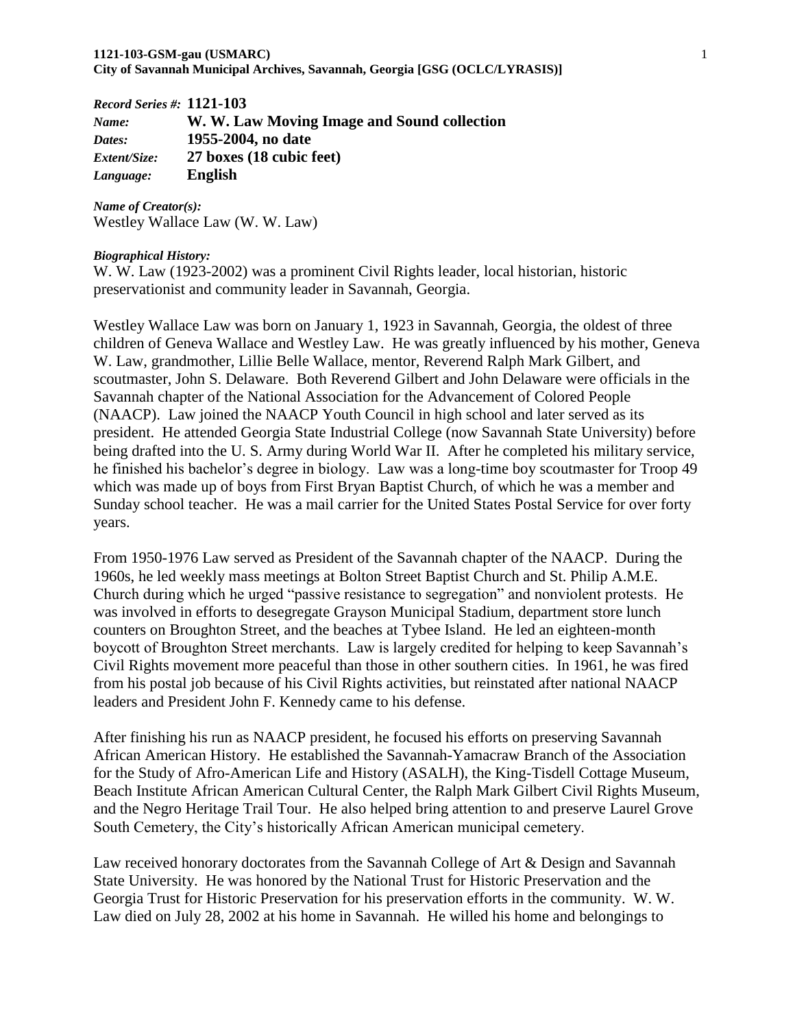**1121-103-GSM-gau (USMARC)**
**City of Savannah Municipal Archives, Savannah, Georgia [GSG (OCLC/LYRASIS)]**

***Record Series #:*** **1121-103**
***Name:*** **W. W. Law Moving Image and Sound collection**
***Dates:*** **1955-2004, no date**
***Extent/Size:*** **27 boxes (18 cubic feet)**
***Language:*** **English**

***Name of Creator(s):***
Westley Wallace Law (W. W. Law)

***Biographical History:***
W. W. Law (1923-2002) was a prominent Civil Rights leader, local historian, historic preservationist and community leader in Savannah, Georgia.

Westley Wallace Law was born on January 1, 1923 in Savannah, Georgia, the oldest of three children of Geneva Wallace and Westley Law. He was greatly influenced by his mother, Geneva W. Law, grandmother, Lillie Belle Wallace, mentor, Reverend Ralph Mark Gilbert, and scoutmaster, John S. Delaware. Both Reverend Gilbert and John Delaware were officials in the Savannah chapter of the National Association for the Advancement of Colored People (NAACP). Law joined the NAACP Youth Council in high school and later served as its president. He attended Georgia State Industrial College (now Savannah State University) before being drafted into the U. S. Army during World War II. After he completed his military service, he finished his bachelor's degree in biology. Law was a long-time boy scoutmaster for Troop 49 which was made up of boys from First Bryan Baptist Church, of which he was a member and Sunday school teacher. He was a mail carrier for the United States Postal Service for over forty years.

From 1950-1976 Law served as President of the Savannah chapter of the NAACP. During the 1960s, he led weekly mass meetings at Bolton Street Baptist Church and St. Philip A.M.E. Church during which he urged "passive resistance to segregation" and nonviolent protests. He was involved in efforts to desegregate Grayson Municipal Stadium, department store lunch counters on Broughton Street, and the beaches at Tybee Island. He led an eighteen-month boycott of Broughton Street merchants. Law is largely credited for helping to keep Savannah's Civil Rights movement more peaceful than those in other southern cities. In 1961, he was fired from his postal job because of his Civil Rights activities, but reinstated after national NAACP leaders and President John F. Kennedy came to his defense.

After finishing his run as NAACP president, he focused his efforts on preserving Savannah African American History. He established the Savannah-Yamacraw Branch of the Association for the Study of Afro-American Life and History (ASALH), the King-Tisdell Cottage Museum, Beach Institute African American Cultural Center, the Ralph Mark Gilbert Civil Rights Museum, and the Negro Heritage Trail Tour. He also helped bring attention to and preserve Laurel Grove South Cemetery, the City's historically African American municipal cemetery.

Law received honorary doctorates from the Savannah College of Art & Design and Savannah State University. He was honored by the National Trust for Historic Preservation and the Georgia Trust for Historic Preservation for his preservation efforts in the community. W. W. Law died on July 28, 2002 at his home in Savannah. He willed his home and belongings to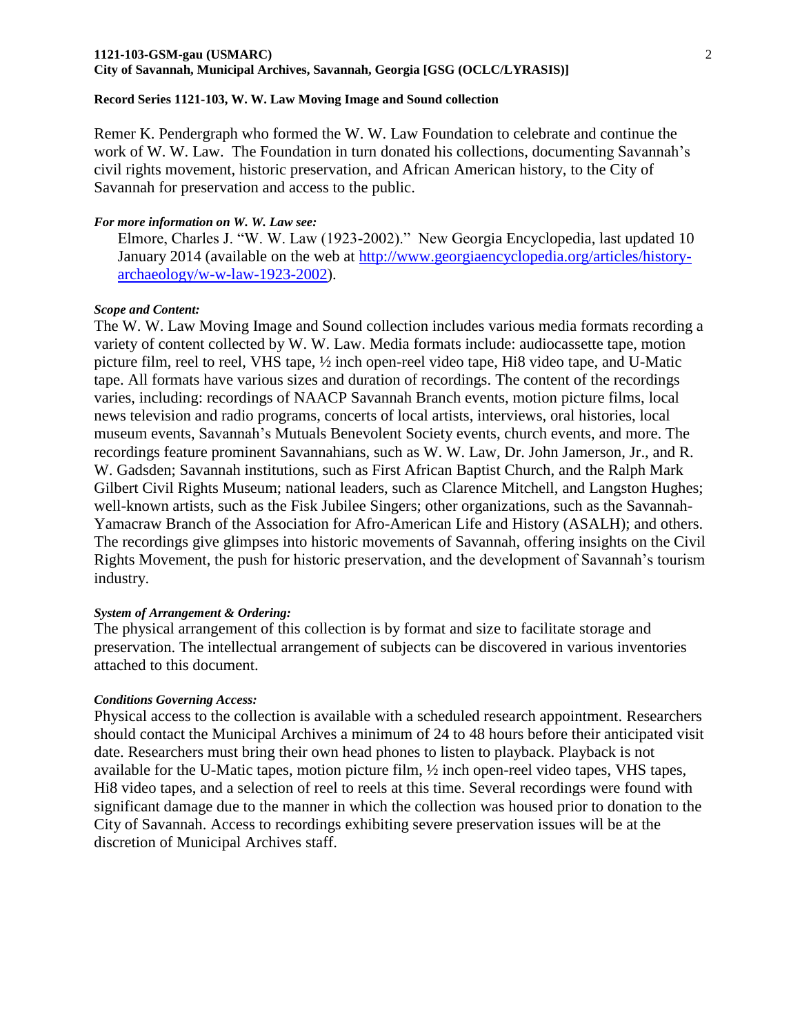Remer K. Pendergraph who formed the W. W. Law Foundation to celebrate and continue the work of W. W. Law. The Foundation in turn donated his collections, documenting Savannah's civil rights movement, historic preservation, and African American history, to the City of Savannah for preservation and access to the public.

***For more information on W. W. Law see:***

Elmore, Charles J. "W. W. Law (1923-2002)." New Georgia Encyclopedia, last updated 10 January 2014 (available on the web at [http://www.georgiaencyclopedia.org/articles/history-archaeology/w-w-law-1923-2002](http://www.georgiaencyclopedia.org/articles/history-archaeology/w-w-law-1923-2002)).

***Scope and Content:***

The W. W. Law Moving Image and Sound collection includes various media formats recording a variety of content collected by W. W. Law. Media formats include: audiocassette tape, motion picture film, reel to reel, VHS tape, ½ inch open-reel video tape, Hi8 video tape, and U-Matic tape. All formats have various sizes and duration of recordings. The content of the recordings varies, including: recordings of NAACP Savannah Branch events, motion picture films, local news television and radio programs, concerts of local artists, interviews, oral histories, local museum events, Savannah's Mutuals Benevolent Society events, church events, and more. The recordings feature prominent Savannahians, such as W. W. Law, Dr. John Jamerson, Jr., and R. W. Gadsden; Savannah institutions, such as First African Baptist Church, and the Ralph Mark Gilbert Civil Rights Museum; national leaders, such as Clarence Mitchell, and Langston Hughes; well-known artists, such as the Fisk Jubilee Singers; other organizations, such as the Savannah-Yamacraw Branch of the Association for Afro-American Life and History (ASALH); and others. The recordings give glimpses into historic movements of Savannah, offering insights on the Civil Rights Movement, the push for historic preservation, and the development of Savannah's tourism industry.

***System of Arrangement & Ordering:***

The physical arrangement of this collection is by format and size to facilitate storage and preservation. The intellectual arrangement of subjects can be discovered in various inventories attached to this document.

***Conditions Governing Access:***

Physical access to the collection is available with a scheduled research appointment. Researchers should contact the Municipal Archives a minimum of 24 to 48 hours before their anticipated visit date. Researchers must bring their own head phones to listen to playback. Playback is not available for the U-Matic tapes, motion picture film, ½ inch open-reel video tapes, VHS tapes, Hi8 video tapes, and a selection of reel to reels at this time. Several recordings were found with significant damage due to the manner in which the collection was housed prior to donation to the City of Savannah. Access to recordings exhibiting severe preservation issues will be at the discretion of Municipal Archives staff.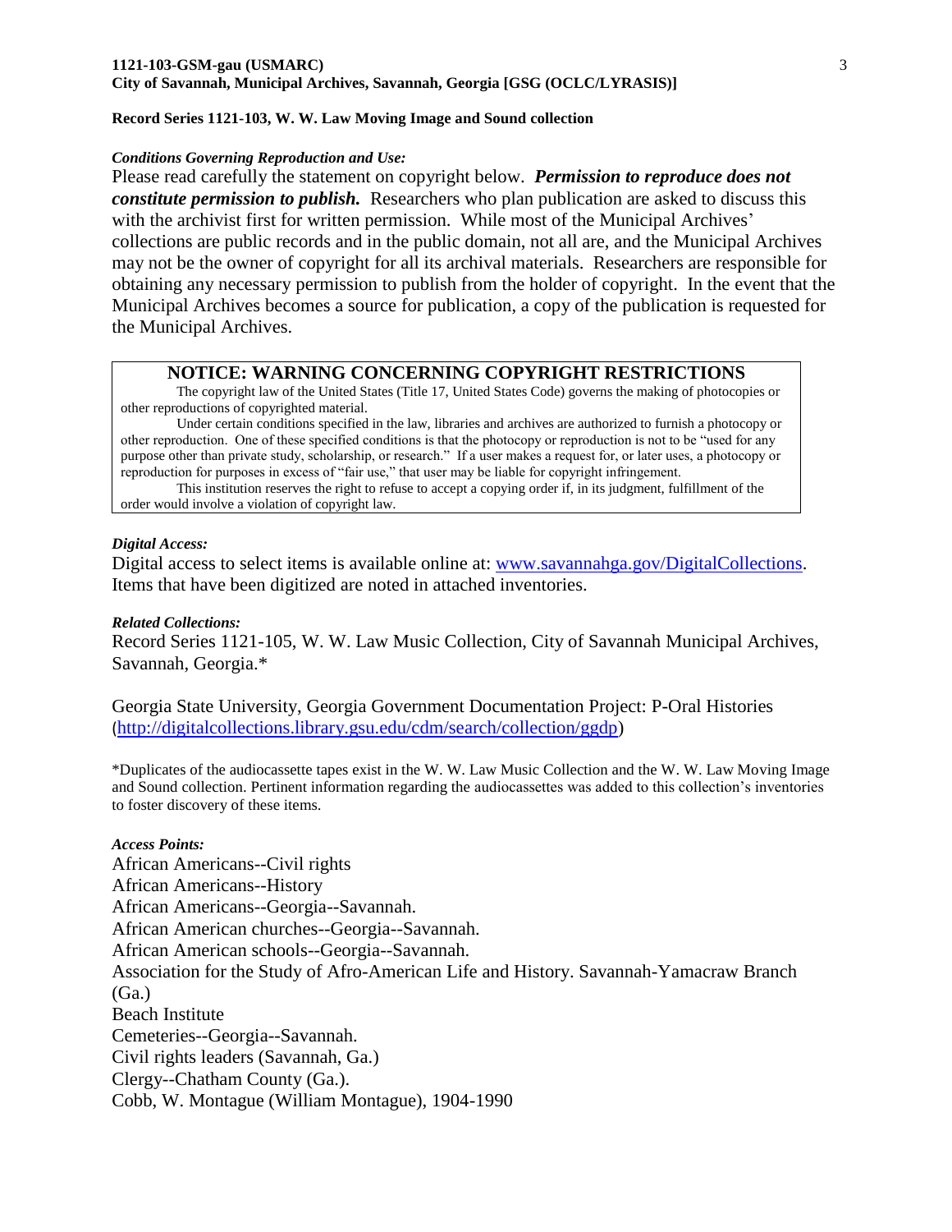**Record Series 1121-103, W. W. Law Moving Image and Sound collection**

***Conditions Governing Reproduction and Use:***

Please read carefully the statement on copyright below. ***Permission to reproduce does not constitute permission to publish.*** Researchers who plan publication are asked to discuss this with the archivist first for written permission. While most of the Municipal Archives' collections are public records and in the public domain, not all are, and the Municipal Archives may not be the owner of copyright for all its archival materials. Researchers are responsible for obtaining any necessary permission to publish from the holder of copyright. In the event that the Municipal Archives becomes a source for publication, a copy of the publication is requested for the Municipal Archives.

> **NOTICE: WARNING CONCERNING COPYRIGHT RESTRICTIONS**
>
> The copyright law of the United States (Title 17, United States Code) governs the making of photocopies or other reproductions of copyrighted material.
>
> Under certain conditions specified in the law, libraries and archives are authorized to furnish a photocopy or other reproduction. One of these specified conditions is that the photocopy or reproduction is not to be "used for any purpose other than private study, scholarship, or research." If a user makes a request for, or later uses, a photocopy or reproduction for purposes in excess of "fair use," that user may be liable for copyright infringement.
>
> This institution reserves the right to refuse to accept a copying order if, in its judgment, fulfillment of the order would involve a violation of copyright law.

***Digital Access:***

Digital access to select items is available online at: [www.savannahga.gov/DigitalCollections](http://www.savannahga.gov/DigitalCollections). Items that have been digitized are noted in attached inventories.

***Related Collections:***

Record Series 1121-105, W. W. Law Music Collection, City of Savannah Municipal Archives, Savannah, Georgia.*

Georgia State University, Georgia Government Documentation Project: P-Oral Histories ([http://digitalcollections.library.gsu.edu/cdm/search/collection/ggdp](http://digitalcollections.library.gsu.edu/cdm/search/collection/ggdp))

*Duplicates of the audiocassette tapes exist in the W. W. Law Music Collection and the W. W. Law Moving Image and Sound collection. Pertinent information regarding the audiocassettes was added to this collection's inventories to foster discovery of these items.

***Access Points:***

African Americans--Civil rights  
African Americans--History  
African Americans--Georgia--Savannah.  
African American churches--Georgia--Savannah.  
African American schools--Georgia--Savannah.  
Association for the Study of Afro-American Life and History. Savannah-Yamacraw Branch (Ga.)  
Beach Institute  
Cemeteries--Georgia--Savannah.  
Civil rights leaders (Savannah, Ga.)  
Clergy--Chatham County (Ga.).  
Cobb, W. Montague (William Montague), 1904-1990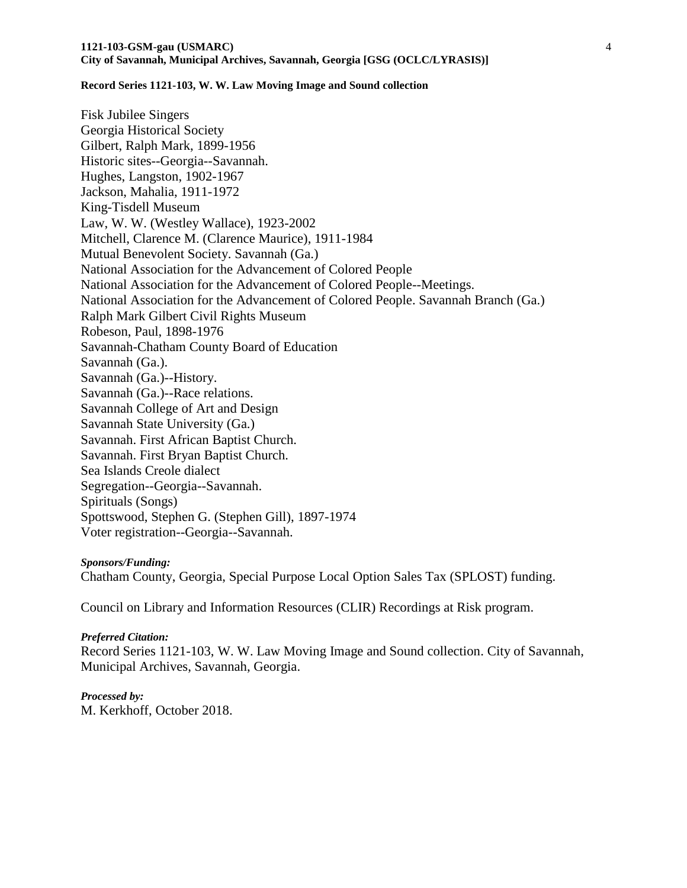Fisk Jubilee Singers
Georgia Historical Society
Gilbert, Ralph Mark, 1899-1956
Historic sites--Georgia--Savannah.
Hughes, Langston, 1902-1967
Jackson, Mahalia, 1911-1972
King-Tisdell Museum
Law, W. W. (Westley Wallace), 1923-2002
Mitchell, Clarence M. (Clarence Maurice), 1911-1984
Mutual Benevolent Society. Savannah (Ga.)
National Association for the Advancement of Colored People
National Association for the Advancement of Colored People--Meetings.
National Association for the Advancement of Colored People. Savannah Branch (Ga.)
Ralph Mark Gilbert Civil Rights Museum
Robeson, Paul, 1898-1976
Savannah-Chatham County Board of Education
Savannah (Ga.).
Savannah (Ga.)--History.
Savannah (Ga.)--Race relations.
Savannah College of Art and Design
Savannah State University (Ga.)
Savannah. First African Baptist Church.
Savannah. First Bryan Baptist Church.
Sea Islands Creole dialect
Segregation--Georgia--Savannah.
Spirituals (Songs)
Spottswood, Stephen G. (Stephen Gill), 1897-1974
Voter registration--Georgia--Savannah.

***Sponsors/Funding:***
Chatham County, Georgia, Special Purpose Local Option Sales Tax (SPLOST) funding.

Council on Library and Information Resources (CLIR) Recordings at Risk program.

***Preferred Citation:***
Record Series 1121-103, W. W. Law Moving Image and Sound collection. City of Savannah, Municipal Archives, Savannah, Georgia.

***Processed by:***
M. Kerkhoff, October 2018.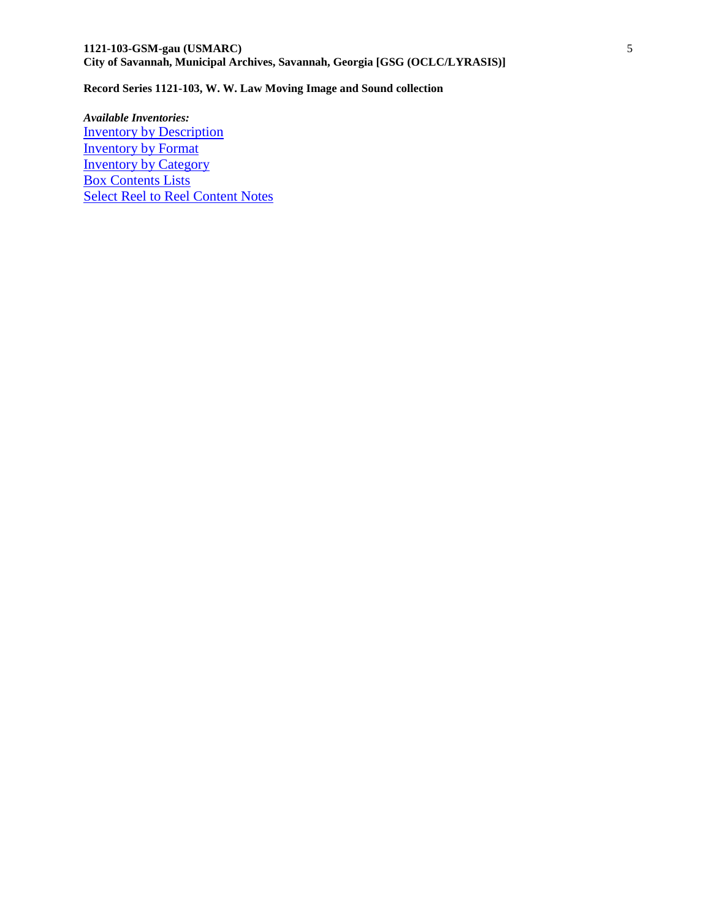**Record Series 1121-103, W. W. Law Moving Image and Sound collection**

***Available Inventories:***

Inventory by Description
Inventory by Format
Inventory by Category
Box Contents Lists
Select Reel to Reel Content Notes